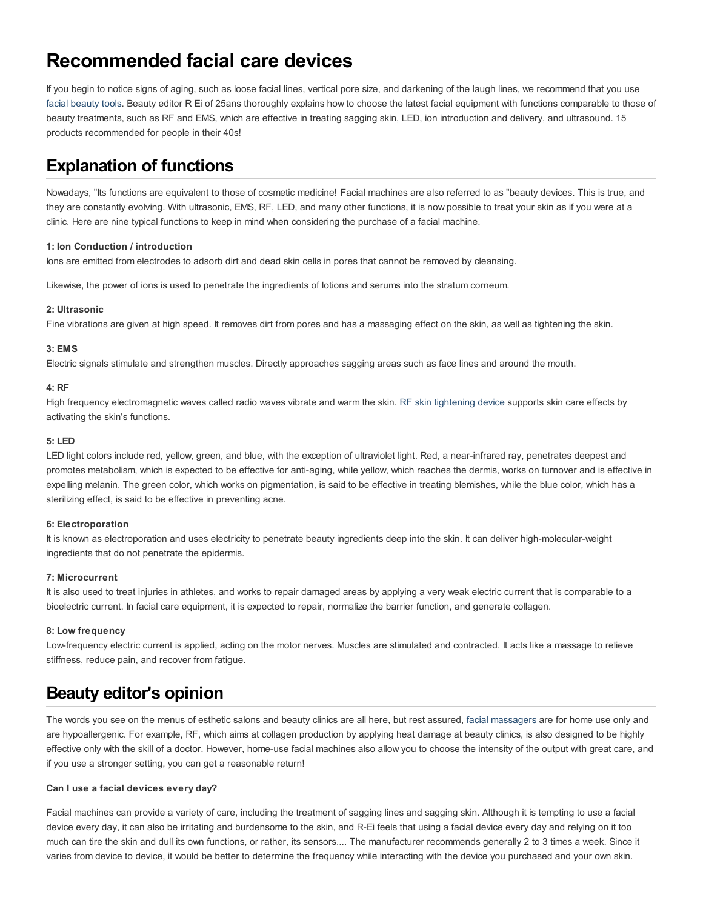# Recommended facial care devices

If you begin to notice signs of aging, such as loose facial lines, vertical pore size, and darkening of the laugh lines, we recommend that you use facial beauty tools. Beauty editor R Ei of 25ans thoroughly explains how to choose the latest facial equipment with functions comparable to those of beauty treatments, such as RF and EMS, which are effective in treating sagging skin, LED, ion introduction and delivery, and ultrasound. 15 products recommended for people in their 40s!

## Explanation of functions

Nowadays, "Its functions are equivalent to those of cosmetic medicine! Facial machines are also referred to as "beauty devices. This is true, and they are constantly evolving. With ultrasonic, EMS, RF, LED, and many other functions, it is now possible to treat your skin as if you were at a clinic. Here are nine typical functions to keep in mind when considering the purchase of a facial machine.

**1: Ion Conduction / introduction**

Ions are emitted from electrodes to adsorb dirt and dead skin cells in pores that cannot be removed by cleansing.

Likewise, the power of ions is used to penetrate the ingredients of lotions and serums into the stratum corneum.

**2: Ultrasonic**

Fine vibrations are given at high speed. It removes dirt from pores and has a massaging effect on the skin, as well as tightening the skin.

**3: EMS**

Electric signals stimulate and strengthen muscles. Directly approaches sagging areas such as face lines and around the mouth.

**4: RF**

High frequency electromagnetic waves called radio waves vibrate and warm the skin. RF skin tightening device supports skin care effects by activating the skin's functions.

**5: LED**

LED light colors include red, yellow, green, and blue, with the exception of ultraviolet light. Red, a near-infrared ray, penetrates deepest and promotes metabolism, which is expected to be effective for anti-aging, while yellow, which reaches the dermis, works on turnover and is effective in expelling melanin. The green color, which works on pigmentation, is said to be effective in treating blemishes, while the blue color, which has a sterilizing effect, is said to be effective in preventing acne.

**6: Electroporation**

It is known as electroporation and uses electricity to penetrate beauty ingredients deep into the skin. It can deliver high-molecular-weight ingredients that do not penetrate the epidermis.

**7: Microcurrent**

It is also used to treat injuries in athletes, and works to repair damaged areas by applying a very weak electric current that is comparable to a bioelectric current. In facial care equipment, it is expected to repair, normalize the barrier function, and generate collagen.

**8: Low frequency**

Low-frequency electric current is applied, acting on the motor nerves. Muscles are stimulated and contracted. It acts like a massage to relieve stiffness, reduce pain, and recover from fatigue.

## Beauty editor's opinion

The words you see on the menus of esthetic salons and beauty clinics are all here, but rest assured, facial massagers are for home use only and are hypoallergenic. For example, RF, which aims at collagen production by applying heat damage at beauty clinics, is also designed to be highly effective only with the skill of a doctor. However, home-use facial machines also allow you to choose the intensity of the output with great care, and if you use a stronger setting, you can get a reasonable return!

**Can I use a facial devices every day?**

Facial machines can provide a variety of care, including the treatment of sagging lines and sagging skin. Although it is tempting to use a facial device every day, it can also be irritating and burdensome to the skin, and R-Ei feels that using a facial device every day and relying on it too much can tire the skin and dull its own functions, or rather, its sensors.... The manufacturer recommends generally 2 to 3 times a week. Since it varies from device to device, it would be better to determine the frequency while interacting with the device you purchased and your own skin.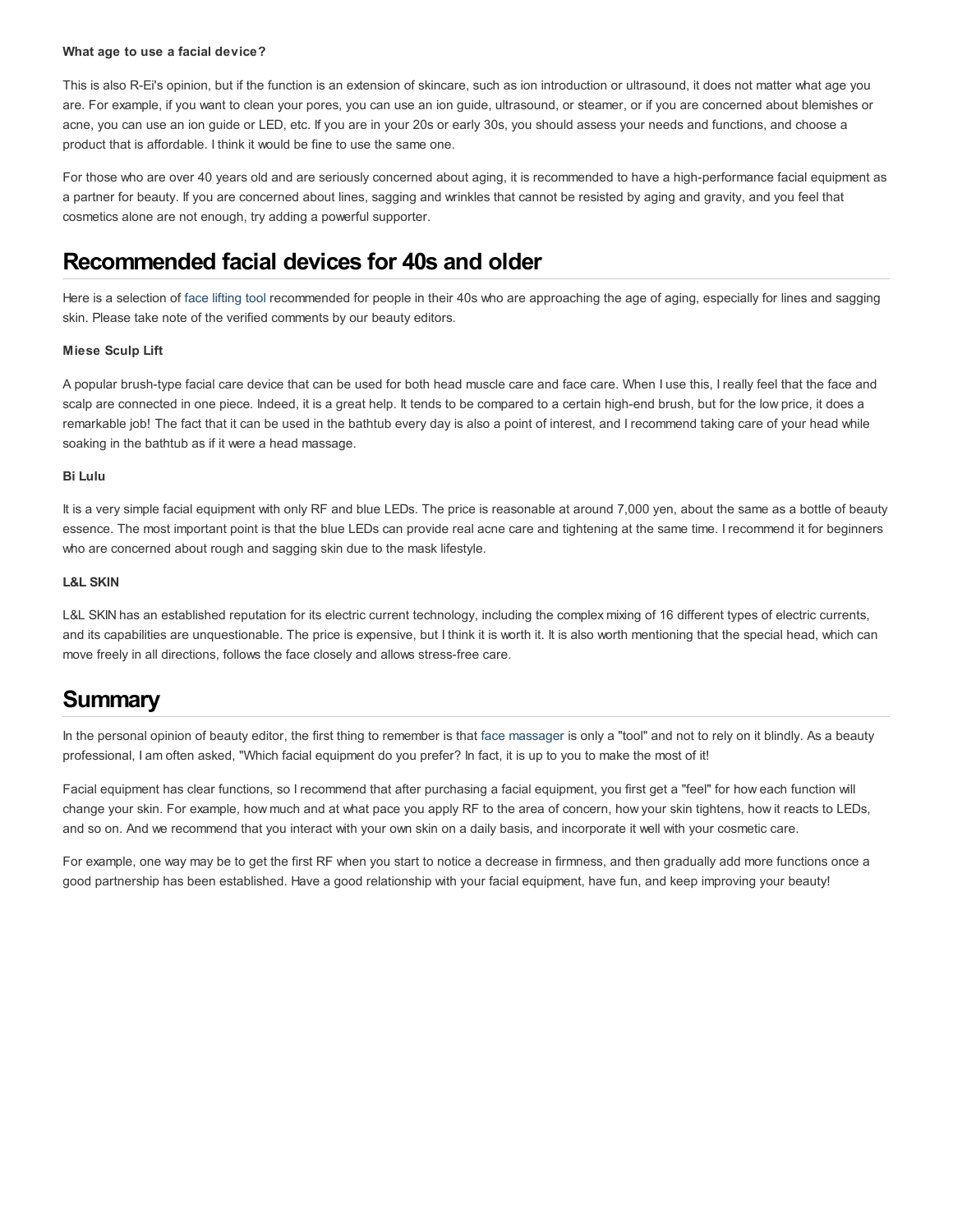**What age to use a facial device?**

This is also R-Ei's opinion, but if the function is an extension of skincare, such as ion introduction or ultrasound, it does not matter what age you are. For example, if you want to clean your pores, you can use an ion guide, ultrasound, or steamer, or if you are concerned about blemishes or acne, you can use an ion guide or LED, etc. If you are in your 20s or early 30s, you should assess your needs and functions, and choose a product that is affordable. I think it would be fine to use the same one.

For those who are over 40 years old and are seriously concerned about aging, it is recommended to have a high-performance facial equipment as a partner for beauty. If you are concerned about lines, sagging and wrinkles that cannot be resisted by aging and gravity, and you feel that cosmetics alone are not enough, try adding a powerful supporter.

## Recommended facial devices for 40s and older

Here is a selection of face lifting tool recommended for people in their 40s who are approaching the age of aging, especially for lines and sagging skin. Please take note of the verified comments by our beauty editors.

**Miese Sculp Lift**

A popular brush-type facial care device that can be used for both head muscle care and face care. When I use this, I really feel that the face and scalp are connected in one piece. Indeed, it is a great help. It tends to be compared to a certain high-end brush, but for the low price, it does a remarkable job! The fact that it can be used in the bathtub every day is also a point of interest, and I recommend taking care of your head while soaking in the bathtub as if it were a head massage.

**Bi Lulu**

It is a very simple facial equipment with only RF and blue LEDs. The price is reasonable at around 7,000 yen, about the same as a bottle of beauty essence. The most important point is that the blue LEDs can provide real acne care and tightening at the same time. I recommend it for beginners who are concerned about rough and sagging skin due to the mask lifestyle.

**L&L SKIN**

L&L SKIN has an established reputation for its electric current technology, including the complex mixing of 16 different types of electric currents, and its capabilities are unquestionable. The price is expensive, but I think it is worth it. It is also worth mentioning that the special head, which can move freely in all directions, follows the face closely and allows stress-free care.

## Summary

In the personal opinion of beauty editor, the first thing to remember is that face massager is only a "tool" and not to rely on it blindly. As a beauty professional, I am often asked, "Which facial equipment do you prefer? In fact, it is up to you to make the most of it!

Facial equipment has clear functions, so I recommend that after purchasing a facial equipment, you first get a "feel" for how each function will change your skin. For example, how much and at what pace you apply RF to the area of concern, how your skin tightens, how it reacts to LEDs, and so on. And we recommend that you interact with your own skin on a daily basis, and incorporate it well with your cosmetic care.

For example, one way may be to get the first RF when you start to notice a decrease in firmness, and then gradually add more functions once a good partnership has been established. Have a good relationship with your facial equipment, have fun, and keep improving your beauty!